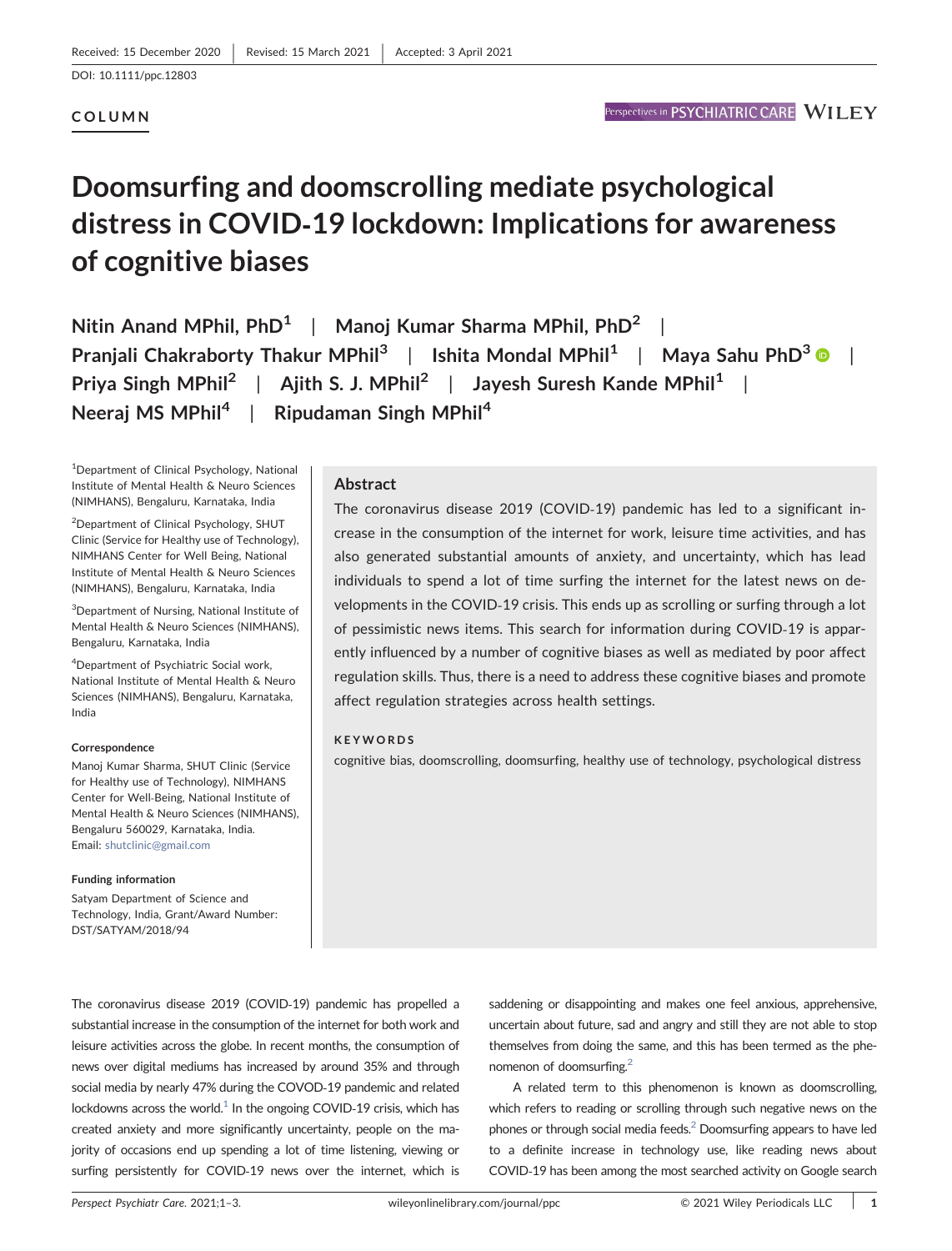Received: 15 December 2020 | Revised: 15 March 2021 | Accepted: 3 April 2021

DOI: 10.1111/ppc.12803

**COLUMN**

# Doomsurfing and doomscrolling mediate psychological distress in COVID-19 lockdown: Implications for awareness of cognitive biases

**Nitin Anand MPhil, PhD**[1] | **Manoj Kumar Sharma MPhil, PhD**[2] | **Pranjali Chakraborty Thakur MPhil**[3] | **Ishita Mondal MPhil**[1] | **Maya Sahu PhD**[3] | **Priya Singh MPhil**[2] | **Ajith S. J. MPhil**[2] | **Jayesh Suresh Kande MPhil**[1] | **Neeraj MS MPhil**[4] | **Ripudaman Singh MPhil**[4]

[1]Department of Clinical Psychology, National Institute of Mental Health & Neuro Sciences (NIMHANS), Bengaluru, Karnataka, India

[2]Department of Clinical Psychology, SHUT Clinic (Service for Healthy use of Technology), NIMHANS Center for Well Being, National Institute of Mental Health & Neuro Sciences (NIMHANS), Bengaluru, Karnataka, India

[3]Department of Nursing, National Institute of Mental Health & Neuro Sciences (NIMHANS), Bengaluru, Karnataka, India

[4]Department of Psychiatric Social work, National Institute of Mental Health & Neuro Sciences (NIMHANS), Bengaluru, Karnataka, India

**Correspondence**

Manoj Kumar Sharma, SHUT Clinic (Service for Healthy use of Technology), NIMHANS Center for Well-Being, National Institute of Mental Health & Neuro Sciences (NIMHANS), Bengaluru 560029, Karnataka, India.
Email: shutclinic@gmail.com

**Funding information**

Satyam Department of Science and Technology, India, Grant/Award Number: DST/SATYAM/2018/94

## Abstract

The coronavirus disease 2019 (COVID-19) pandemic has led to a significant increase in the consumption of the internet for work, leisure time activities, and has also generated substantial amounts of anxiety, and uncertainty, which has lead individuals to spend a lot of time surfing the internet for the latest news on developments in the COVID-19 crisis. This ends up as scrolling or surfing through a lot of pessimistic news items. This search for information during COVID-19 is apparently influenced by a number of cognitive biases as well as mediated by poor affect regulation skills. Thus, there is a need to address these cognitive biases and promote affect regulation strategies across health settings.

**KEYWORDS**

cognitive bias, doomscrolling, doomsurfing, healthy use of technology, psychological distress

The coronavirus disease 2019 (COVID-19) pandemic has propelled a substantial increase in the consumption of the internet for both work and leisure activities across the globe. In recent months, the consumption of news over digital mediums has increased by around 35% and through social media by nearly 47% during the COVOD-19 pandemic and related lockdowns across the world.[1] In the ongoing COVID-19 crisis, which has created anxiety and more significantly uncertainty, people on the majority of occasions end up spending a lot of time listening, viewing or surfing persistently for COVID-19 news over the internet, which is saddening or disappointing and makes one feel anxious, apprehensive, uncertain about future, sad and angry and still they are not able to stop themselves from doing the same, and this has been termed as the phenomenon of doomsurfing.[2]

A related term to this phenomenon is known as doomscrolling, which refers to reading or scrolling through such negative news on the phones or through social media feeds.[2] Doomsurfing appears to have led to a definite increase in technology use, like reading news about COVID-19 has been among the most searched activity on Google search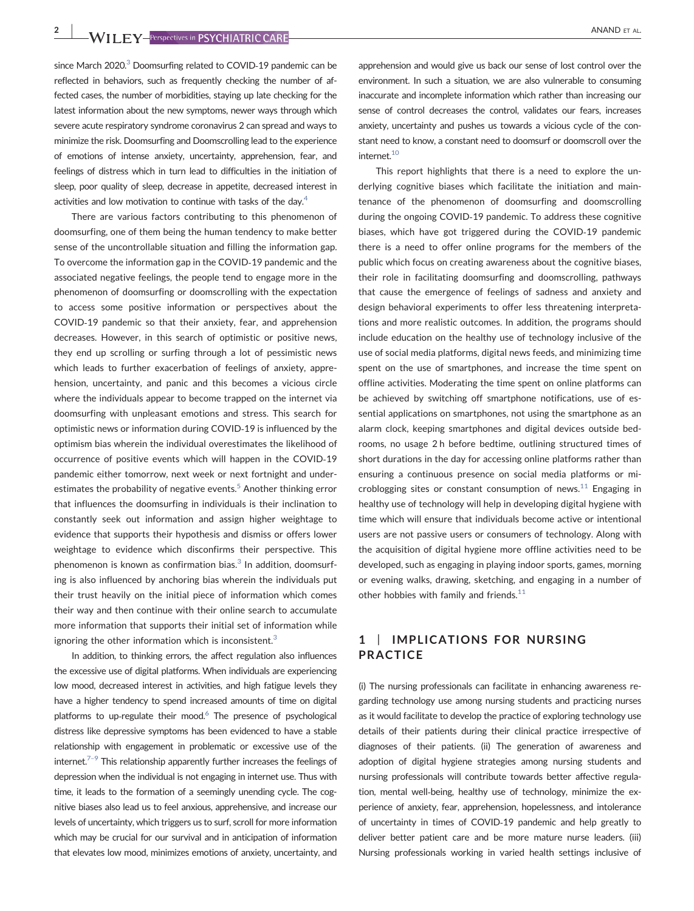since March 2020.[3] Doomsurfing related to COVID-19 pandemic can be reflected in behaviors, such as frequently checking the number of affected cases, the number of morbidities, staying up late checking for the latest information about the new symptoms, newer ways through which severe acute respiratory syndrome coronavirus 2 can spread and ways to minimize the risk. Doomsurfing and Doomscrolling lead to the experience of emotions of intense anxiety, uncertainty, apprehension, fear, and feelings of distress which in turn lead to difficulties in the initiation of sleep, poor quality of sleep, decrease in appetite, decreased interest in activities and low motivation to continue with tasks of the day.[4]

There are various factors contributing to this phenomenon of doomsurfing, one of them being the human tendency to make better sense of the uncontrollable situation and filling the information gap. To overcome the information gap in the COVID-19 pandemic and the associated negative feelings, the people tend to engage more in the phenomenon of doomsurfing or doomscrolling with the expectation to access some positive information or perspectives about the COVID-19 pandemic so that their anxiety, fear, and apprehension decreases. However, in this search of optimistic or positive news, they end up scrolling or surfing through a lot of pessimistic news which leads to further exacerbation of feelings of anxiety, apprehension, uncertainty, and panic and this becomes a vicious circle where the individuals appear to become trapped on the internet via doomsurfing with unpleasant emotions and stress. This search for optimistic news or information during COVID-19 is influenced by the optimism bias wherein the individual overestimates the likelihood of occurrence of positive events which will happen in the COVID-19 pandemic either tomorrow, next week or next fortnight and underestimates the probability of negative events.[5] Another thinking error that influences the doomsurfing in individuals is their inclination to constantly seek out information and assign higher weightage to evidence that supports their hypothesis and dismiss or offers lower weightage to evidence which disconfirms their perspective. This phenomenon is known as confirmation bias.[3] In addition, doomsurfing is also influenced by anchoring bias wherein the individuals put their trust heavily on the initial piece of information which comes their way and then continue with their online search to accumulate more information that supports their initial set of information while ignoring the other information which is inconsistent.[3]

In addition, to thinking errors, the affect regulation also influences the excessive use of digital platforms. When individuals are experiencing low mood, decreased interest in activities, and high fatigue levels they have a higher tendency to spend increased amounts of time on digital platforms to up-regulate their mood.[6] The presence of psychological distress like depressive symptoms has been evidenced to have a stable relationship with engagement in problematic or excessive use of the internet.[7–9] This relationship apparently further increases the feelings of depression when the individual is not engaging in internet use. Thus with time, it leads to the formation of a seemingly unending cycle. The cognitive biases also lead us to feel anxious, apprehensive, and increase our levels of uncertainty, which triggers us to surf, scroll for more information which may be crucial for our survival and in anticipation of information that elevates low mood, minimizes emotions of anxiety, uncertainty, and apprehension and would give us back our sense of lost control over the environment. In such a situation, we are also vulnerable to consuming inaccurate and incomplete information which rather than increasing our sense of control decreases the control, validates our fears, increases anxiety, uncertainty and pushes us towards a vicious cycle of the constant need to know, a constant need to doomsurf or doomscroll over the internet.[10]

This report highlights that there is a need to explore the underlying cognitive biases which facilitate the initiation and maintenance of the phenomenon of doomsurfing and doomscrolling during the ongoing COVID-19 pandemic. To address these cognitive biases, which have got triggered during the COVID-19 pandemic there is a need to offer online programs for the members of the public which focus on creating awareness about the cognitive biases, their role in facilitating doomsurfing and doomscrolling, pathways that cause the emergence of feelings of sadness and anxiety and design behavioral experiments to offer less threatening interpretations and more realistic outcomes. In addition, the programs should include education on the healthy use of technology inclusive of the use of social media platforms, digital news feeds, and minimizing time spent on the use of smartphones, and increase the time spent on offline activities. Moderating the time spent on online platforms can be achieved by switching off smartphone notifications, use of essential applications on smartphones, not using the smartphone as an alarm clock, keeping smartphones and digital devices outside bedrooms, no usage 2 h before bedtime, outlining structured times of short durations in the day for accessing online platforms rather than ensuring a continuous presence on social media platforms or microblogging sites or constant consumption of news.[11] Engaging in healthy use of technology will help in developing digital hygiene with time which will ensure that individuals become active or intentional users are not passive users or consumers of technology. Along with the acquisition of digital hygiene more offline activities need to be developed, such as engaging in playing indoor sports, games, morning or evening walks, drawing, sketching, and engaging in a number of other hobbies with family and friends.[11]

## 1 | IMPLICATIONS FOR NURSING PRACTICE

(i) The nursing professionals can facilitate in enhancing awareness regarding technology use among nursing students and practicing nurses as it would facilitate to develop the practice of exploring technology use details of their patients during their clinical practice irrespective of diagnoses of their patients. (ii) The generation of awareness and adoption of digital hygiene strategies among nursing students and nursing professionals will contribute towards better affective regulation, mental well-being, healthy use of technology, minimize the experience of anxiety, fear, apprehension, hopelessness, and intolerance of uncertainty in times of COVID-19 pandemic and help greatly to deliver better patient care and be more mature nurse leaders. (iii) Nursing professionals working in varied health settings inclusive of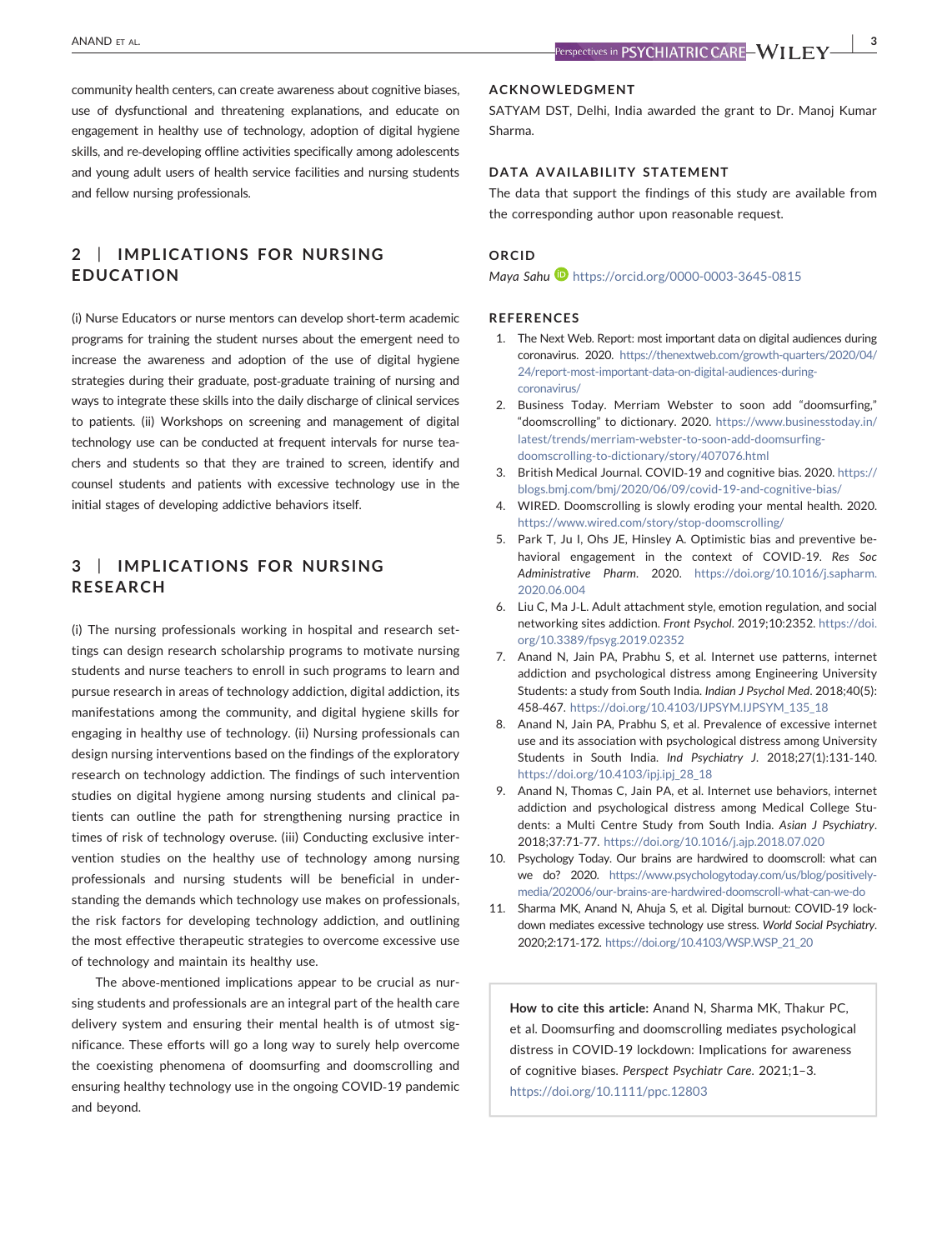community health centers, can create awareness about cognitive biases, use of dysfunctional and threatening explanations, and educate on engagement in healthy use of technology, adoption of digital hygiene skills, and re-developing offline activities specifically among adolescents and young adult users of health service facilities and nursing students and fellow nursing professionals.

## 2 | IMPLICATIONS FOR NURSING EDUCATION

(i) Nurse Educators or nurse mentors can develop short-term academic programs for training the student nurses about the emergent need to increase the awareness and adoption of the use of digital hygiene strategies during their graduate, post-graduate training of nursing and ways to integrate these skills into the daily discharge of clinical services to patients. (ii) Workshops on screening and management of digital technology use can be conducted at frequent intervals for nurse teachers and students so that they are trained to screen, identify and counsel students and patients with excessive technology use in the initial stages of developing addictive behaviors itself.

## 3 | IMPLICATIONS FOR NURSING RESEARCH

(i) The nursing professionals working in hospital and research settings can design research scholarship programs to motivate nursing students and nurse teachers to enroll in such programs to learn and pursue research in areas of technology addiction, digital addiction, its manifestations among the community, and digital hygiene skills for engaging in healthy use of technology. (ii) Nursing professionals can design nursing interventions based on the findings of the exploratory research on technology addiction. The findings of such intervention studies on digital hygiene among nursing students and clinical patients can outline the path for strengthening nursing practice in times of risk of technology overuse. (iii) Conducting exclusive intervention studies on the healthy use of technology among nursing professionals and nursing students will be beneficial in understanding the demands which technology use makes on professionals, the risk factors for developing technology addiction, and outlining the most effective therapeutic strategies to overcome excessive use of technology and maintain its healthy use.

The above-mentioned implications appear to be crucial as nursing students and professionals are an integral part of the health care delivery system and ensuring their mental health is of utmost significance. These efforts will go a long way to surely help overcome the coexisting phenomena of doomsurfing and doomscrolling and ensuring healthy technology use in the ongoing COVID-19 pandemic and beyond.

## ACKNOWLEDGMENT

SATYAM DST, Delhi, India awarded the grant to Dr. Manoj Kumar Sharma.

## DATA AVAILABILITY STATEMENT

The data that support the findings of this study are available from the corresponding author upon reasonable request.

## ORCID

*Maya Sahu* https://orcid.org/0000-0003-3645-0815

## REFERENCES

1. The Next Web. Report: most important data on digital audiences during coronavirus. 2020. https://thenextweb.com/growth-quarters/2020/04/24/report-most-important-data-on-digital-audiences-during-coronavirus/
2. Business Today. Merriam Webster to soon add "doomsurfing," "doomscrolling" to dictionary. 2020. https://www.businesstoday.in/latest/trends/merriam-webster-to-soon-add-doomsurfing-doomscrolling-to-dictionary/story/407076.html
3. British Medical Journal. COVID-19 and cognitive bias. 2020. https://blogs.bmj.com/bmj/2020/06/09/covid-19-and-cognitive-bias/
4. WIRED. Doomscrolling is slowly eroding your mental health. 2020. https://www.wired.com/story/stop-doomscrolling/
5. Park T, Ju I, Ohs JE, Hinsley A. Optimistic bias and preventive behavioral engagement in the context of COVID-19. *Res Soc Administrative Pharm*. 2020. https://doi.org/10.1016/j.sapharm.2020.06.004
6. Liu C, Ma J-L. Adult attachment style, emotion regulation, and social networking sites addiction. *Front Psychol*. 2019;10:2352. https://doi.org/10.3389/fpsyg.2019.02352
7. Anand N, Jain PA, Prabhu S, et al. Internet use patterns, internet addiction and psychological distress among Engineering University Students: a study from South India. *Indian J Psychol Med*. 2018;40(5):458-467. https://doi.org/10.4103/IJPSYM.IJPSYM_135_18
8. Anand N, Jain PA, Prabhu S, et al. Prevalence of excessive internet use and its association with psychological distress among University Students in South India. *Ind Psychiatry J*. 2018;27(1):131-140. https://doi.org/10.4103/ipj.ipj_28_18
9. Anand N, Thomas C, Jain PA, et al. Internet use behaviors, internet addiction and psychological distress among Medical College Students: a Multi Centre Study from South India. *Asian J Psychiatry*. 2018;37:71-77. https://doi.org/10.1016/j.ajp.2018.07.020
10. Psychology Today. Our brains are hardwired to doomscroll: what can we do? 2020. https://www.psychologytoday.com/us/blog/positively-media/202006/our-brains-are-hardwired-doomscroll-what-can-we-do
11. Sharma MK, Anand N, Ahuja S, et al. Digital burnout: COVID-19 lockdown mediates excessive technology use stress. *World Social Psychiatry*. 2020;2:171-172. https://doi.org/10.4103/WSP.WSP_21_20

**How to cite this article:** Anand N, Sharma MK, Thakur PC, et al. Doomsurfing and doomscrolling mediates psychological distress in COVID-19 lockdown: Implications for awareness of cognitive biases. *Perspect Psychiatr Care*. 2021;1–3. https://doi.org/10.1111/ppc.12803